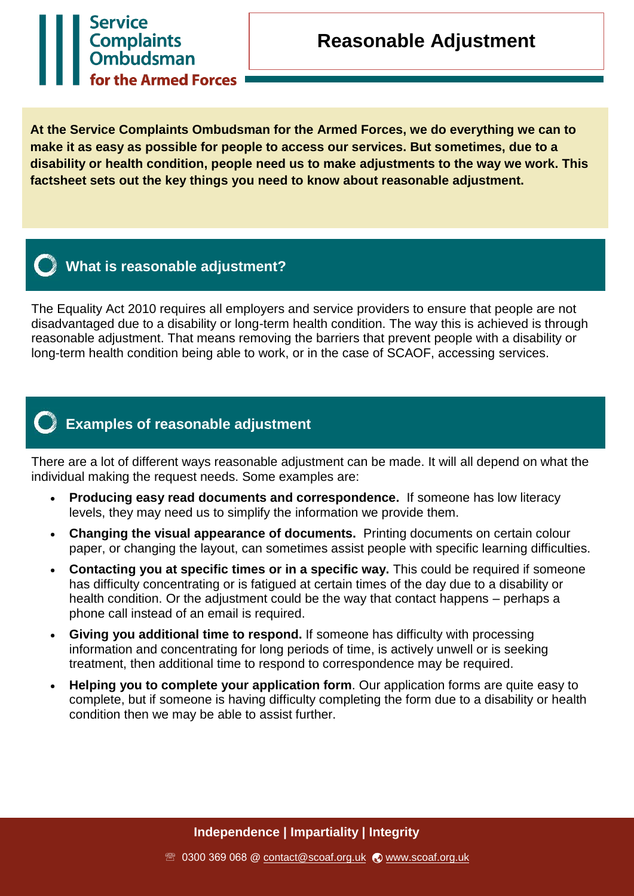Service Complaints Ombudsman for the Armed Forces

# Reasonable Adjustment

**At the Service Complaints Ombudsman for the Armed Forces, we do everything we can to make it as easy as possible for people to access our services. But sometimes, due to a disability or health condition, people need us to make adjustments to the way we work. This factsheet sets out the key things you need to know about reasonable adjustment.**

## What is reasonable adjustment?

The Equality Act 2010 requires all employers and service providers to ensure that people are not disadvantaged due to a disability or long-term health condition. The way this is achieved is through reasonable adjustment. That means removing the barriers that prevent people with a disability or long-term health condition being able to work, or in the case of SCAOF, accessing services.

## Examples of reasonable adjustment

There are a lot of different ways reasonable adjustment can be made. It will all depend on what the individual making the request needs. Some examples are:

- **Producing easy read documents and correspondence.** If someone has low literacy levels, they may need us to simplify the information we provide them.
- **Changing the visual appearance of documents.** Printing documents on certain colour paper, or changing the layout, can sometimes assist people with specific learning difficulties.
- **Contacting you at specific times or in a specific way.** This could be required if someone has difficulty concentrating or is fatigued at certain times of the day due to a disability or health condition. Or the adjustment could be the way that contact happens – perhaps a phone call instead of an email is required.
- **Giving you additional time to respond.** If someone has difficulty with processing information and concentrating for long periods of time, is actively unwell or is seeking treatment, then additional time to respond to correspondence may be required.
- **Helping you to complete your application form**. Our application forms are quite easy to complete, but if someone is having difficulty completing the form due to a disability or health condition then we may be able to assist further.

**Independence | Impartiality | Integrity**

☎ 0300 369 068 @ contact@scoaf.org.uk www.scoaf.org.uk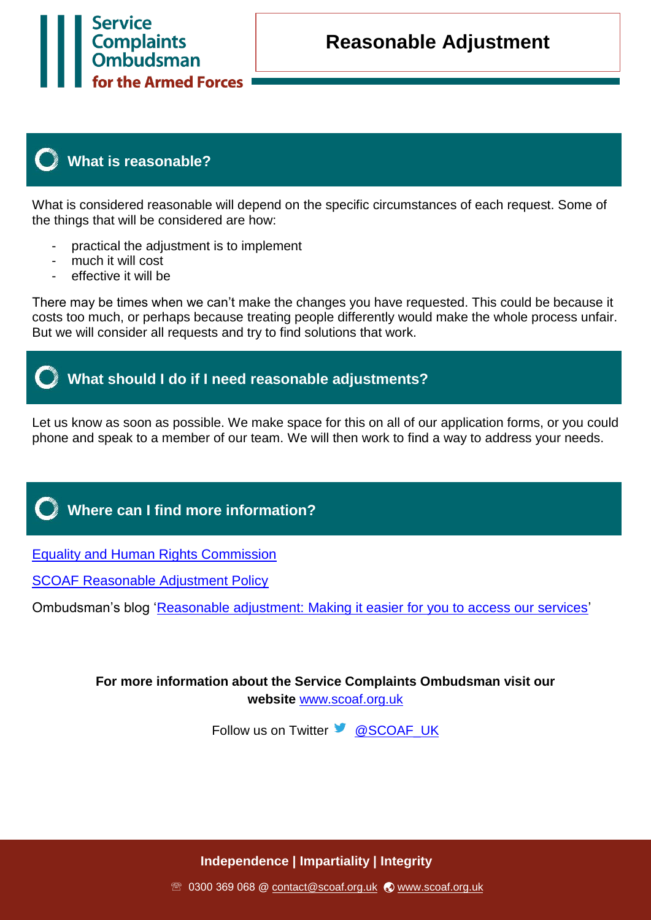# Reasonable Adjustment

## What is reasonable?

What is considered reasonable will depend on the specific circumstances of each request. Some of the things that will be considered are how:

- practical the adjustment is to implement
- much it will cost
- effective it will be

There may be times when we can't make the changes you have requested. This could be because it costs too much, or perhaps because treating people differently would make the whole process unfair. But we will consider all requests and try to find solutions that work.

## What should I do if I need reasonable adjustments?

Let us know as soon as possible. We make space for this on all of our application forms, or you could phone and speak to a member of our team. We will then work to find a way to address your needs.

## Where can I find more information?

Equality and Human Rights Commission

SCOAF Reasonable Adjustment Policy

Ombudsman's blog 'Reasonable adjustment: Making it easier for you to access our services'

**For more information about the Service Complaints Ombudsman visit our website** www.scoaf.org.uk

Follow us on Twitter @SCOAF_UK

**Independence | Impartiality | Integrity**

0300 369 068 @ contact@scoaf.org.uk www.scoaf.org.uk